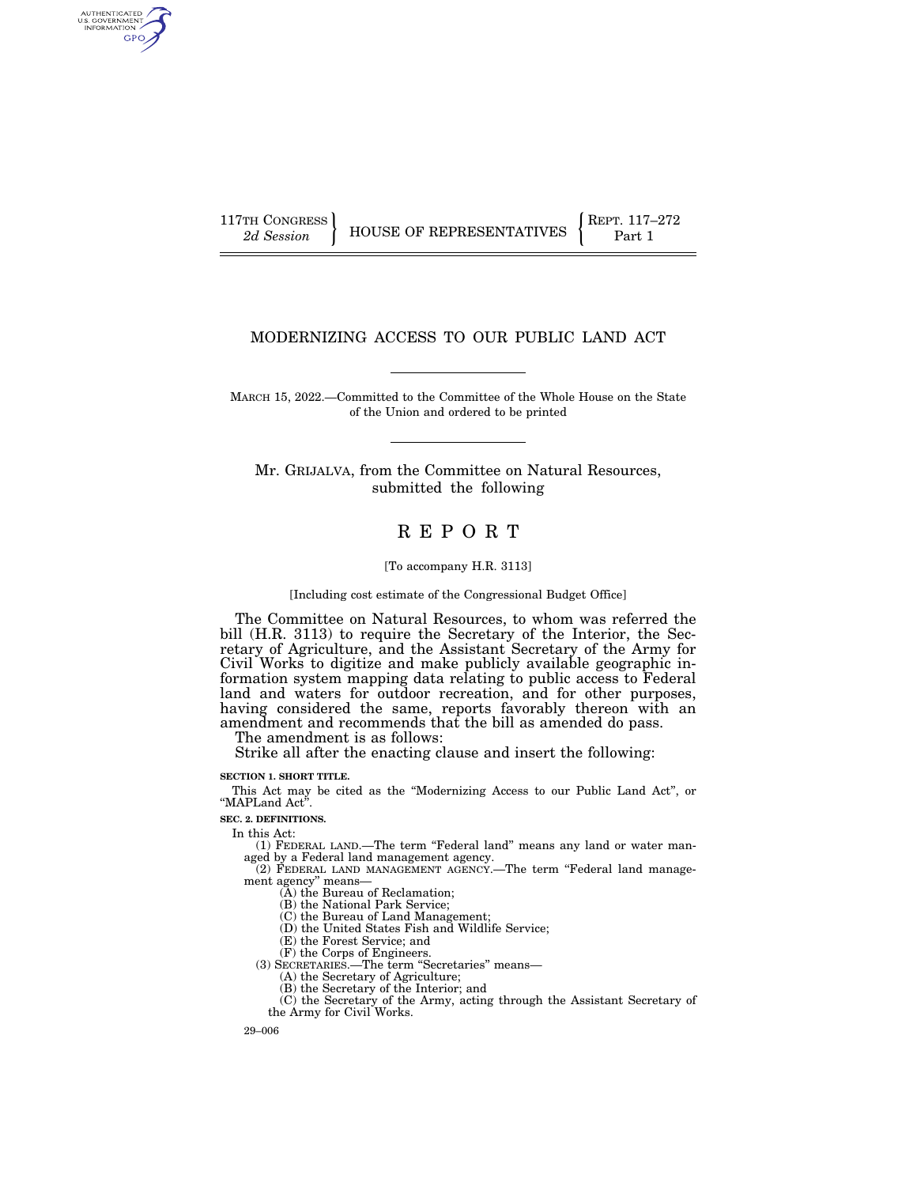117TH CONGRESS
*2d Session*

HOUSE OF REPRESENTATIVES

REPT. 117–272
Part 1

# MODERNIZING ACCESS TO OUR PUBLIC LAND ACT

MARCH 15, 2022.—Committed to the Committee of the Whole House on the State of the Union and ordered to be printed

Mr. GRIJALVA, from the Committee on Natural Resources, submitted the following

# R E P O R T

[To accompany H.R. 3113]

[Including cost estimate of the Congressional Budget Office]

The Committee on Natural Resources, to whom was referred the bill (H.R. 3113) to require the Secretary of the Interior, the Secretary of Agriculture, and the Assistant Secretary of the Army for Civil Works to digitize and make publicly available geographic information system mapping data relating to public access to Federal land and waters for outdoor recreation, and for other purposes, having considered the same, reports favorably thereon with an amendment and recommends that the bill as amended do pass.

The amendment is as follows:

Strike all after the enacting clause and insert the following:

**SECTION 1. SHORT TITLE.**

This Act may be cited as the "Modernizing Access to our Public Land Act", or "MAPLand Act".

**SEC. 2. DEFINITIONS.**

In this Act:

(1) FEDERAL LAND.—The term "Federal land" means any land or water managed by a Federal land management agency.

(2) FEDERAL LAND MANAGEMENT AGENCY.—The term "Federal land management agency" means—

(A) the Bureau of Reclamation;

(B) the National Park Service;

(C) the Bureau of Land Management;

(D) the United States Fish and Wildlife Service;

(E) the Forest Service; and

(F) the Corps of Engineers.

(3) SECRETARIES.—The term "Secretaries" means—

(A) the Secretary of Agriculture;

(B) the Secretary of the Interior; and

(C) the Secretary of the Army, acting through the Assistant Secretary of the Army for Civil Works.

29–006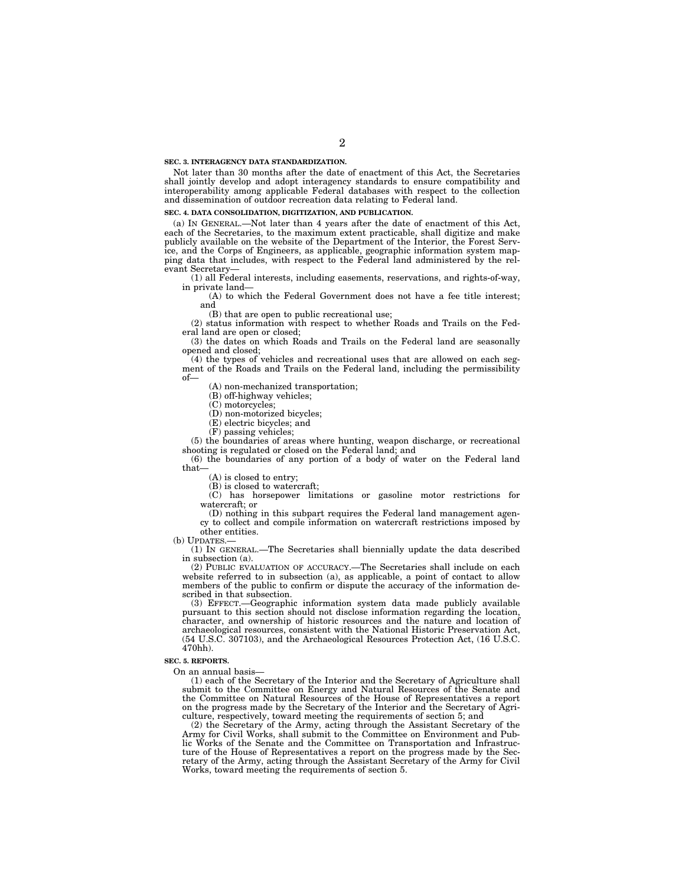**SEC. 3. INTERAGENCY DATA STANDARDIZATION.**

Not later than 30 months after the date of enactment of this Act, the Secretaries shall jointly develop and adopt interagency standards to ensure compatibility and interoperability among applicable Federal databases with respect to the collection and dissemination of outdoor recreation data relating to Federal land.

**SEC. 4. DATA CONSOLIDATION, DIGITIZATION, AND PUBLICATION.**

(a) IN GENERAL.—Not later than 4 years after the date of enactment of this Act, each of the Secretaries, to the maximum extent practicable, shall digitize and make publicly available on the website of the Department of the Interior, the Forest Service, and the Corps of Engineers, as applicable, geographic information system mapping data that includes, with respect to the Federal land administered by the relevant Secretary—

(1) all Federal interests, including easements, reservations, and rights-of-way, in private land—

(A) to which the Federal Government does not have a fee title interest; and

(B) that are open to public recreational use;

(2) status information with respect to whether Roads and Trails on the Federal land are open or closed;

(3) the dates on which Roads and Trails on the Federal land are seasonally opened and closed;

(4) the types of vehicles and recreational uses that are allowed on each segment of the Roads and Trails on the Federal land, including the permissibility of—

(A) non-mechanized transportation;

(B) off-highway vehicles;

(C) motorcycles;

(D) non-motorized bicycles;

(E) electric bicycles; and

(F) passing vehicles;

(5) the boundaries of areas where hunting, weapon discharge, or recreational shooting is regulated or closed on the Federal land; and

(6) the boundaries of any portion of a body of water on the Federal land that—

(A) is closed to entry;

(B) is closed to watercraft;

(C) has horsepower limitations or gasoline motor restrictions for watercraft; or

(D) nothing in this subpart requires the Federal land management agency to collect and compile information on watercraft restrictions imposed by other entities.

(b) UPDATES.—

(1) IN GENERAL.—The Secretaries shall biennially update the data described in subsection (a).

(2) PUBLIC EVALUATION OF ACCURACY.—The Secretaries shall include on each website referred to in subsection (a), as applicable, a point of contact to allow members of the public to confirm or dispute the accuracy of the information described in that subsection.

(3) EFFECT.—Geographic information system data made publicly available pursuant to this section should not disclose information regarding the location, character, and ownership of historic resources and the nature and location of archaeological resources, consistent with the National Historic Preservation Act, (54 U.S.C. 307103), and the Archaeological Resources Protection Act, (16 U.S.C. 470hh).

**SEC. 5. REPORTS.**

On an annual basis—

(1) each of the Secretary of the Interior and the Secretary of Agriculture shall submit to the Committee on Energy and Natural Resources of the Senate and the Committee on Natural Resources of the House of Representatives a report on the progress made by the Secretary of the Interior and the Secretary of Agriculture, respectively, toward meeting the requirements of section 5; and

(2) the Secretary of the Army, acting through the Assistant Secretary of the Army for Civil Works, shall submit to the Committee on Environment and Public Works of the Senate and the Committee on Transportation and Infrastructure of the House of Representatives a report on the progress made by the Secretary of the Army, acting through the Assistant Secretary of the Army for Civil Works, toward meeting the requirements of section 5.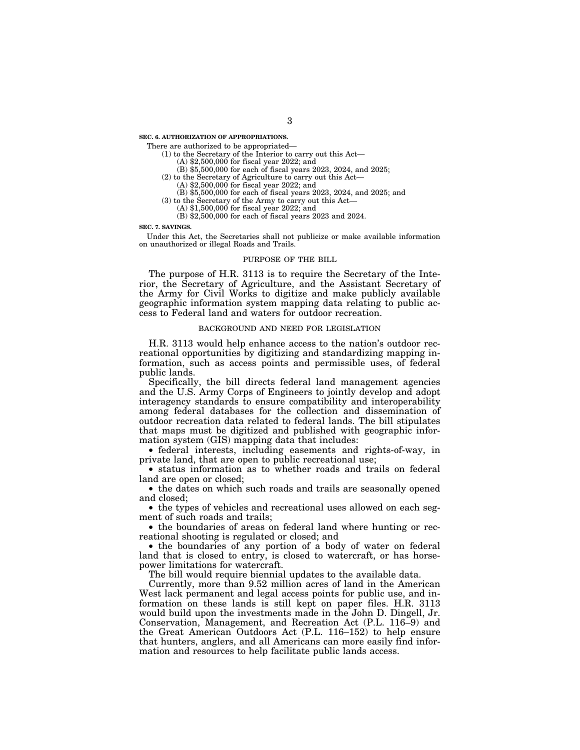**SEC. 6. AUTHORIZATION OF APPROPRIATIONS.**

There are authorized to be appropriated—

(1) to the Secretary of the Interior to carry out this Act—

(A) $2,500,000 for fiscal year 2022; and

(B) $5,500,000 for each of fiscal years 2023, 2024, and 2025;

(2) to the Secretary of Agriculture to carry out this Act—

(A) $2,500,000 for fiscal year 2022; and

(B) $5,500,000 for each of fiscal years 2023, 2024, and 2025; and

(3) to the Secretary of the Army to carry out this Act—

(A) $1,500,000 for fiscal year 2022; and

(B) $2,500,000 for each of fiscal years 2023 and 2024.

**SEC. 7. SAVINGS.**

Under this Act, the Secretaries shall not publicize or make available information on unauthorized or illegal Roads and Trails.

## PURPOSE OF THE BILL

The purpose of H.R. 3113 is to require the Secretary of the Interior, the Secretary of Agriculture, and the Assistant Secretary of the Army for Civil Works to digitize and make publicly available geographic information system mapping data relating to public access to Federal land and waters for outdoor recreation.

## BACKGROUND AND NEED FOR LEGISLATION

H.R. 3113 would help enhance access to the nation's outdoor recreational opportunities by digitizing and standardizing mapping information, such as access points and permissible uses, of federal public lands.

Specifically, the bill directs federal land management agencies and the U.S. Army Corps of Engineers to jointly develop and adopt interagency standards to ensure compatibility and interoperability among federal databases for the collection and dissemination of outdoor recreation data related to federal lands. The bill stipulates that maps must be digitized and published with geographic information system (GIS) mapping data that includes:

- federal interests, including easements and rights-of-way, in private land, that are open to public recreational use;
- status information as to whether roads and trails on federal land are open or closed;
- the dates on which such roads and trails are seasonally opened and closed;
- the types of vehicles and recreational uses allowed on each segment of such roads and trails;
- the boundaries of areas on federal land where hunting or recreational shooting is regulated or closed; and
- the boundaries of any portion of a body of water on federal land that is closed to entry, is closed to watercraft, or has horsepower limitations for watercraft.

The bill would require biennial updates to the available data.

Currently, more than 9.52 million acres of land in the American West lack permanent and legal access points for public use, and information on these lands is still kept on paper files. H.R. 3113 would build upon the investments made in the John D. Dingell, Jr. Conservation, Management, and Recreation Act (P.L. 116–9) and the Great American Outdoors Act (P.L. 116–152) to help ensure that hunters, anglers, and all Americans can more easily find information and resources to help facilitate public lands access.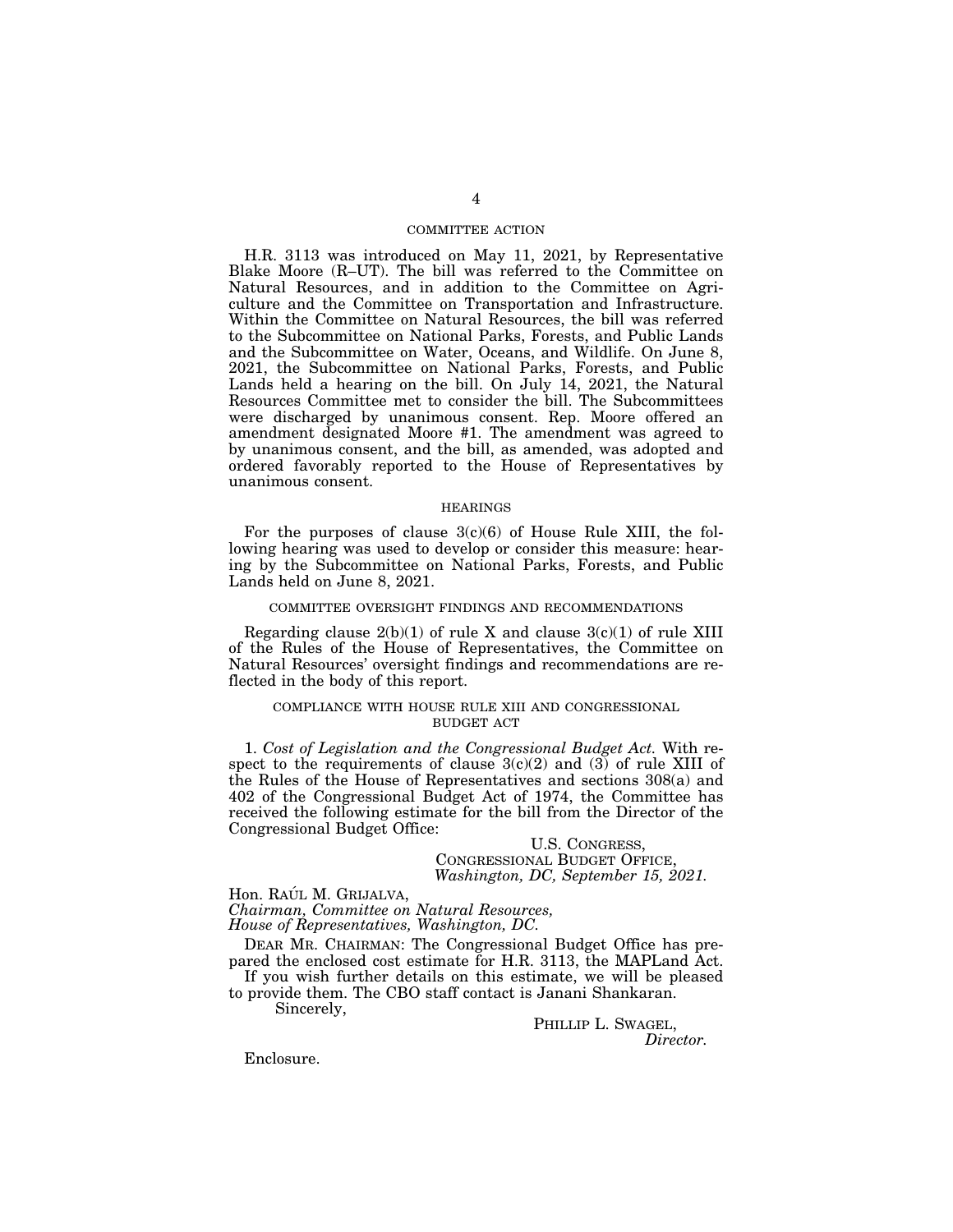## COMMITTEE ACTION

H.R. 3113 was introduced on May 11, 2021, by Representative Blake Moore (R–UT). The bill was referred to the Committee on Natural Resources, and in addition to the Committee on Agriculture and the Committee on Transportation and Infrastructure. Within the Committee on Natural Resources, the bill was referred to the Subcommittee on National Parks, Forests, and Public Lands and the Subcommittee on Water, Oceans, and Wildlife. On June 8, 2021, the Subcommittee on National Parks, Forests, and Public Lands held a hearing on the bill. On July 14, 2021, the Natural Resources Committee met to consider the bill. The Subcommittees were discharged by unanimous consent. Rep. Moore offered an amendment designated Moore #1. The amendment was agreed to by unanimous consent, and the bill, as amended, was adopted and ordered favorably reported to the House of Representatives by unanimous consent.

## HEARINGS

For the purposes of clause 3(c)(6) of House Rule XIII, the following hearing was used to develop or consider this measure: hearing by the Subcommittee on National Parks, Forests, and Public Lands held on June 8, 2021.

## COMMITTEE OVERSIGHT FINDINGS AND RECOMMENDATIONS

Regarding clause 2(b)(1) of rule X and clause 3(c)(1) of rule XIII of the Rules of the House of Representatives, the Committee on Natural Resources' oversight findings and recommendations are reflected in the body of this report.

## COMPLIANCE WITH HOUSE RULE XIII AND CONGRESSIONAL BUDGET ACT

1. *Cost of Legislation and the Congressional Budget Act.* With respect to the requirements of clause 3(c)(2) and (3) of rule XIII of the Rules of the House of Representatives and sections 308(a) and 402 of the Congressional Budget Act of 1974, the Committee has received the following estimate for the bill from the Director of the Congressional Budget Office:

U.S. CONGRESS,
CONGRESSIONAL BUDGET OFFICE,
*Washington, DC, September 15, 2021.*

Hon. RAÚL M. GRIJALVA,
*Chairman, Committee on Natural Resources,*
*House of Representatives, Washington, DC.*

DEAR MR. CHAIRMAN: The Congressional Budget Office has prepared the enclosed cost estimate for H.R. 3113, the MAPLand Act.

If you wish further details on this estimate, we will be pleased to provide them. The CBO staff contact is Janani Shankaran.

Sincerely,

PHILLIP L. SWAGEL,
*Director.*

Enclosure.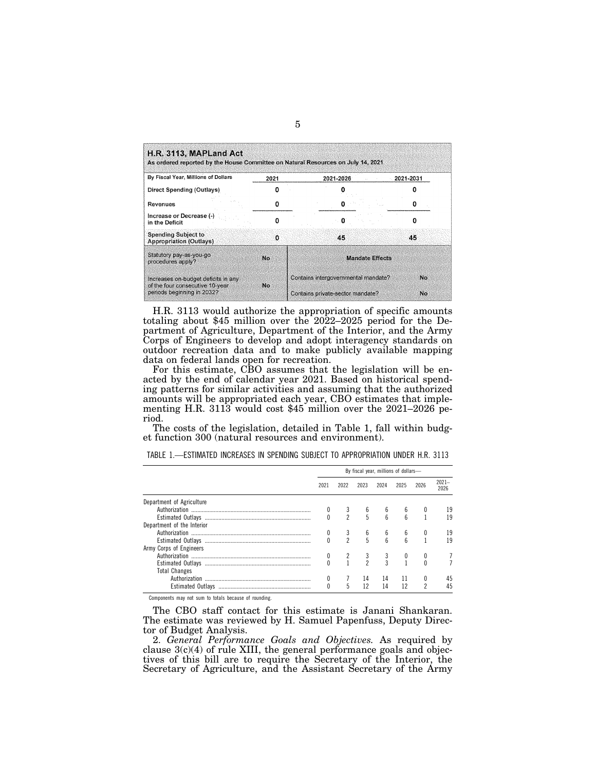**H.R. 3113, MAPLand Act**
As ordered reported by the House Committee on Natural Resources on July 14, 2021

| By Fiscal Year, Millions of Dollars | 2021 | 2021-2026 | 2021-2031 |
|---|---|---|---|
| Direct Spending (Outlays) | 0 | 0 | 0 |
| Revenues | 0 | 0 | 0 |
| Increase or Decrease (-) in the Deficit | 0 | 0 | 0 |
| Spending Subject to Appropriation (Outlays) | 0 | 45 | 45 |

| | | Mandate Effects | |
|---|---|---|---|
| Statutory pay-as-you-go procedures apply? | No | | |
| Increases on-budget deficits in any of the four consecutive 10-year periods beginning in 2032? | No | Contains intergovernmental mandate? | No |
| | | Contains private-sector mandate? | No |

H.R. 3113 would authorize the appropriation of specific amounts totaling about $45 million over the 2022–2025 period for the Department of Agriculture, Department of the Interior, and the Army Corps of Engineers to develop and adopt interagency standards on outdoor recreation data and to make publicly available mapping data on federal lands open for recreation.

For this estimate, CBO assumes that the legislation will be enacted by the end of calendar year 2021. Based on historical spending patterns for similar activities and assuming that the authorized amounts will be appropriated each year, CBO estimates that implementing H.R. 3113 would cost $45 million over the 2021–2026 period.

The costs of the legislation, detailed in Table 1, fall within budget function 300 (natural resources and environment).

TABLE 1.—ESTIMATED INCREASES IN SPENDING SUBJECT TO APPROPRIATION UNDER H.R. 3113

| | By fiscal year, millions of dollars— | | | | | | |
|---|---|---|---|---|---|---|---|
| | 2021 | 2022 | 2023 | 2024 | 2025 | 2026 | 2021–2026 |
| Department of Agriculture | | | | | | | |
| Authorization | 0 | 3 | 6 | 6 | 6 | 0 | 19 |
| Estimated Outlays | 0 | 2 | 5 | 6 | 6 | 1 | 19 |
| Department of the Interior | | | | | | | |
| Authorization | 0 | 3 | 6 | 6 | 6 | 0 | 19 |
| Estimated Outlays | 0 | 2 | 5 | 6 | 6 | 1 | 19 |
| Army Corps of Engineers | | | | | | | |
| Authorization | 0 | 2 | 3 | 3 | 0 | 0 | 7 |
| Estimated Outlays | 0 | 1 | 2 | 3 | 1 | 0 | 7 |
| Total Changes | | | | | | | |
| Authorization | 0 | 7 | 14 | 14 | 11 | 0 | 45 |
| Estimated Outlays | 0 | 5 | 12 | 14 | 12 | 2 | 45 |

Components may not sum to totals because of rounding.

The CBO staff contact for this estimate is Janani Shankaran. The estimate was reviewed by H. Samuel Papenfuss, Deputy Director of Budget Analysis.

2. *General Performance Goals and Objectives.* As required by clause 3(c)(4) of rule XIII, the general performance goals and objectives of this bill are to require the Secretary of the Interior, the Secretary of Agriculture, and the Assistant Secretary of the Army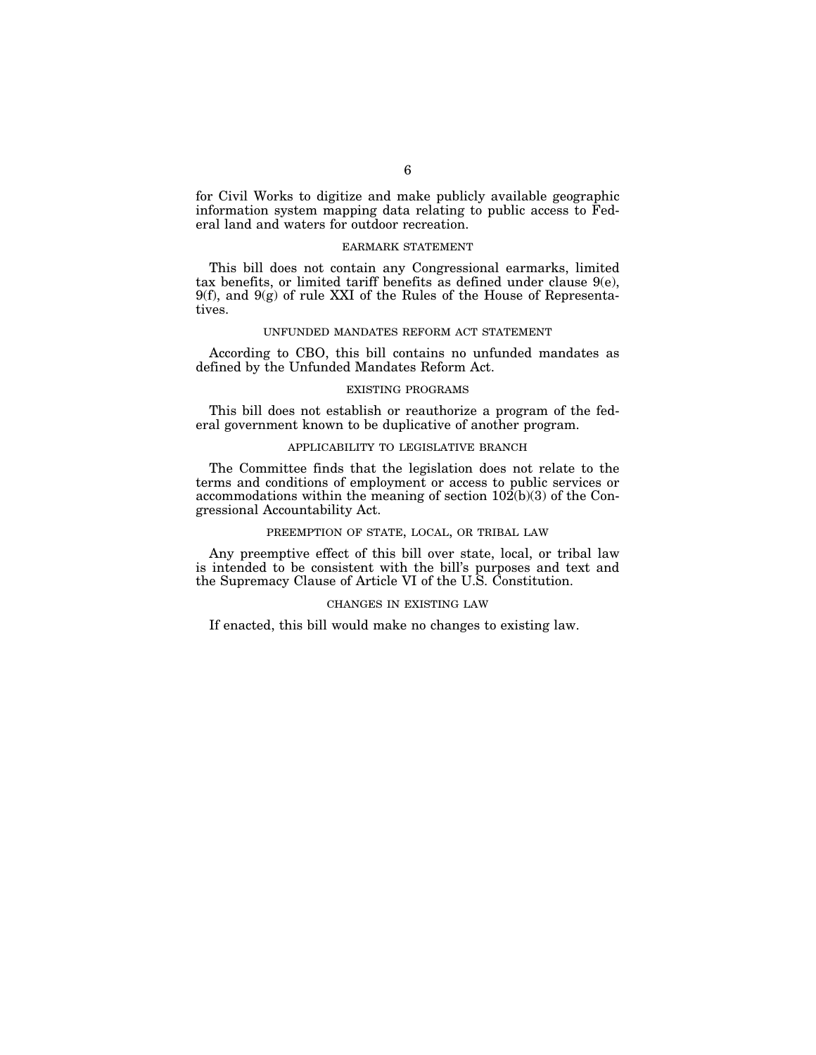for Civil Works to digitize and make publicly available geographic information system mapping data relating to public access to Federal land and waters for outdoor recreation.

### EARMARK STATEMENT

This bill does not contain any Congressional earmarks, limited tax benefits, or limited tariff benefits as defined under clause 9(e), 9(f), and 9(g) of rule XXI of the Rules of the House of Representatives.

### UNFUNDED MANDATES REFORM ACT STATEMENT

According to CBO, this bill contains no unfunded mandates as defined by the Unfunded Mandates Reform Act.

### EXISTING PROGRAMS

This bill does not establish or reauthorize a program of the federal government known to be duplicative of another program.

### APPLICABILITY TO LEGISLATIVE BRANCH

The Committee finds that the legislation does not relate to the terms and conditions of employment or access to public services or accommodations within the meaning of section 102(b)(3) of the Congressional Accountability Act.

### PREEMPTION OF STATE, LOCAL, OR TRIBAL LAW

Any preemptive effect of this bill over state, local, or tribal law is intended to be consistent with the bill's purposes and text and the Supremacy Clause of Article VI of the U.S. Constitution.

### CHANGES IN EXISTING LAW

If enacted, this bill would make no changes to existing law.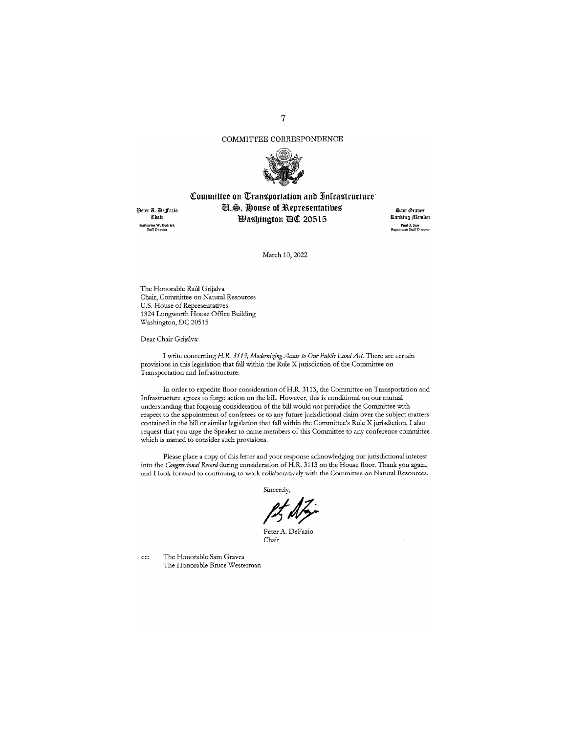COMMITTEE CORRESPONDENCE

# Committee on Transportation and Infrastructure
## U.S. House of Representatives
## Washington DC 20515

Peter A. DeFazio
Chair
Katherine W. Dedrick
Staff Director

Sam Graves
Ranking Member
Paul J. Sass
Republican Staff Director

March 10, 2022

The Honorable Raúl Grijalva
Chair, Committee on Natural Resources
U.S. House of Representatives
1324 Longworth House Office Building
Washington, DC 20515

Dear Chair Grijalva:

I write concerning *H.R. 3113, Modernizing Access to Our Public Land Act.* There are certain provisions in this legislation that fall within the Rule X jurisdiction of the Committee on Transportation and Infrastructure.

In order to expedite floor consideration of H.R. 3113, the Committee on Transportation and Infrastructure agrees to forgo action on the bill. However, this is conditional on our mutual understanding that forgoing consideration of the bill would not prejudice the Committee with respect to the appointment of conferees or to any future jurisdictional claim over the subject matters contained in the bill or similar legislation that fall within the Committee's Rule X jurisdiction. I also request that you urge the Speaker to name members of this Committee to any conference committee which is named to consider such provisions.

Please place a copy of this letter and your response acknowledging our jurisdictional interest into the *Congressional Record* during consideration of H.R. 3113 on the House floor. Thank you again, and I look forward to continuing to work collaboratively with the Committee on Natural Resources.

Sincerely,

Peter A. DeFazio
Chair

cc: The Honorable Sam Graves
The Honorable Bruce Westerman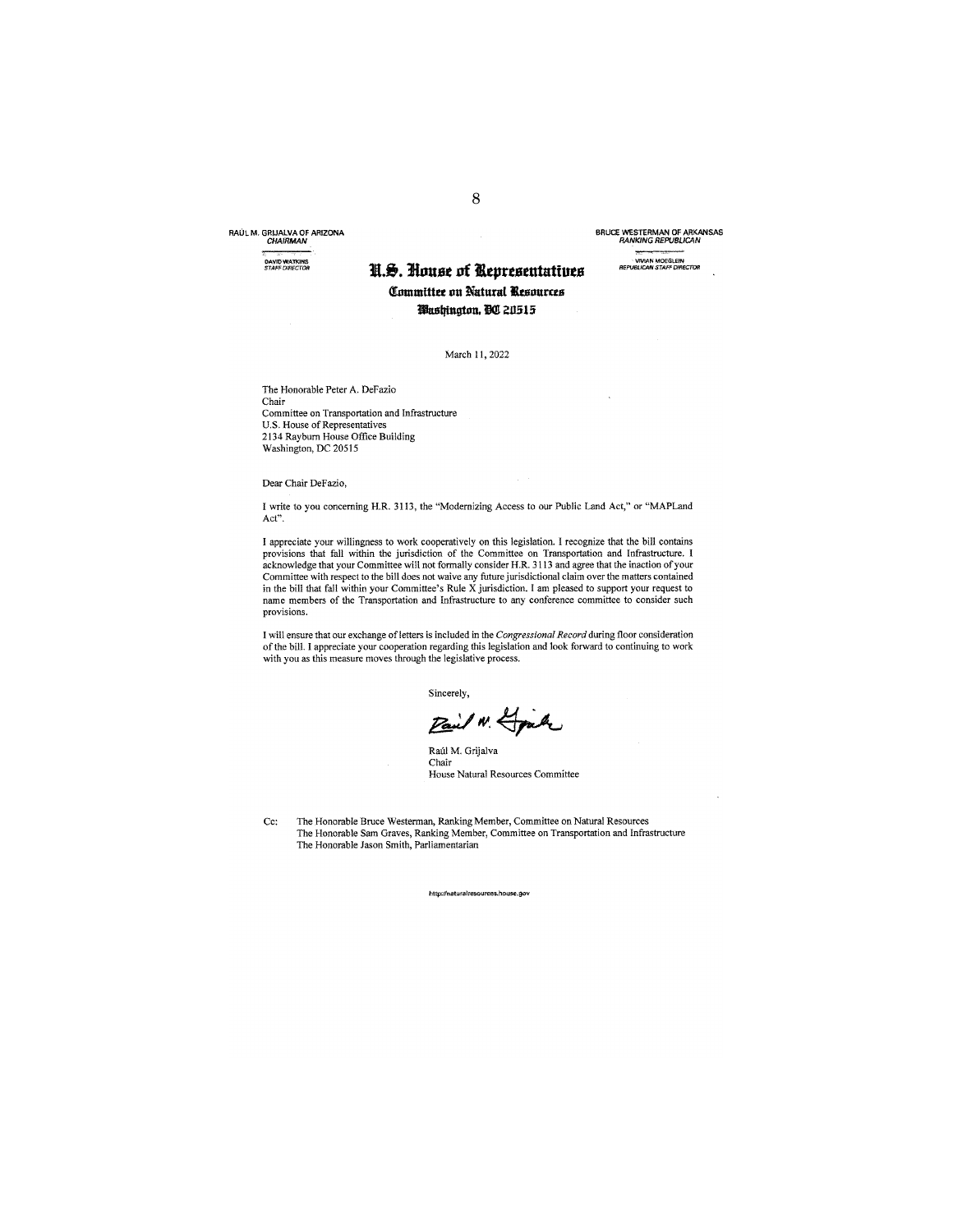RAÚL M. GRIJALVA OF ARIZONA
*CHAIRMAN*

DAVID WATKINS
*STAFF DIRECTOR*

BRUCE WESTERMAN OF ARKANSAS
*RANKING REPUBLICAN*

VIVIAN MOEGLEIN
*REPUBLICAN STAFF DIRECTOR*

# U.S. House of Representatives

## Committee on Natural Resources

### Washington, DC 20515

March 11, 2022

The Honorable Peter A. DeFazio
Chair
Committee on Transportation and Infrastructure
U.S. House of Representatives
2134 Rayburn House Office Building
Washington, DC 20515

Dear Chair DeFazio,

I write to you concerning H.R. 3113, the "Modernizing Access to our Public Land Act," or "MAPLand Act".

I appreciate your willingness to work cooperatively on this legislation. I recognize that the bill contains provisions that fall within the jurisdiction of the Committee on Transportation and Infrastructure. I acknowledge that your Committee will not formally consider H.R. 3113 and agree that the inaction of your Committee with respect to the bill does not waive any future jurisdictional claim over the matters contained in the bill that fall within your Committee's Rule X jurisdiction. I am pleased to support your request to name members of the Transportation and Infrastructure to any conference committee to consider such provisions.

I will ensure that our exchange of letters is included in the *Congressional Record* during floor consideration of the bill. I appreciate your cooperation regarding this legislation and look forward to continuing to work with you as this measure moves through the legislative process.

Sincerely,

Raúl M. Grijalva
Chair
House Natural Resources Committee

Cc: The Honorable Bruce Westerman, Ranking Member, Committee on Natural Resources
The Honorable Sam Graves, Ranking Member, Committee on Transportation and Infrastructure
The Honorable Jason Smith, Parliamentarian

http://naturalresources.house.gov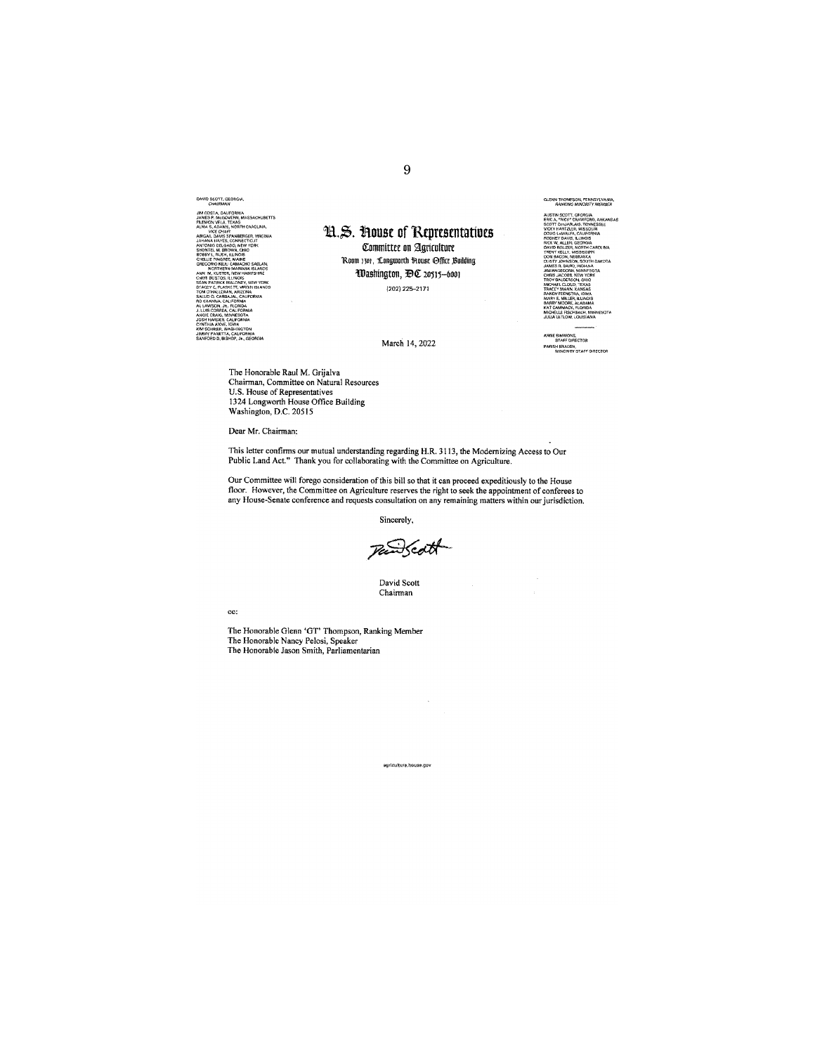DAVID SCOTT, GEORGIA,
CHAIRMAN

JIM COSTA, CALIFORNIA
JAMES P. McGOVERN, MASSACHUSETTS
FILEMON VELA, TEXAS
ALMA S. ADAMS, NORTH CAROLINA,
VICE CHAIR
ABIGAIL DAVIS SPANBERGER, VIRGINIA
JAHANA HAYES, CONNECTICUT
ANTONIO DELGADO, NEW YORK
SHONTEL M. BROWN, OHIO
BOBBY L. RUSH, ILLINOIS
CHELLIE PINGREE, MAINE
GREGORIO KILILI CAMACHO SABLAN,
NORTHERN MARIANA ISLANDS
ANN M. KUSTER, NEW HAMPSHIRE
CHERI BUSTOS, ILLINOIS
SEAN PATRICK MALONEY, NEW YORK
STACEY E. PLASKETT, VIRGIN ISLANDS
TOM O'HALLERAN, ARIZONA
SALUD O. CARBAJAL, CALIFORNIA
RO KHANNA, CALIFORNIA
AL LAWSON, JR., FLORIDA
J. LUIS CORREA, CALIFORNIA
ANGIE CRAIG, MINNESOTA
JOSH HARDER, CALIFORNIA
CYNTHIA AXNE, IOWA
KIM SCHRIER, WASHINGTON
JIMMY PANETTA, CALIFORNIA
SANFORD D. BISHOP, JR., GEORGIA

# U.S. House of Representatives

**Committee on Agriculture**
Room 1301, Longworth House Office Building
Washington, DC 20515–6001
(202) 225–2171

GLENN THOMPSON, PENNSYLVANIA,
RANKING MINORITY MEMBER

AUSTIN SCOTT, GEORGIA
ERIC A. "RICK" CRAWFORD, ARKANSAS
SCOTT DesJARLAIS, TENNESSEE
VICKY HARTZLER, MISSOURI
DOUG LaMALFA, CALIFORNIA
RODNEY DAVIS, ILLINOIS
RICK W. ALLEN, GEORGIA
DAVID ROUZER, NORTH CAROLINA
TRENT KELLY, MISSISSIPPI
DON BACON, NEBRASKA
DUSTY JOHNSON, SOUTH DAKOTA
JAMES R. BAIRD, INDIANA
JIM HAGEDORN, MINNESOTA
CHRIS JACOBS, NEW YORK
TROY BALDERSON, OHIO
MICHAEL CLOUD, TEXAS
TRACEY MANN, KANSAS
RANDY FEENSTRA, IOWA
MARY E. MILLER, ILLINOIS
BARRY MOORE, ALABAMA
KAT CAMMACK, FLORIDA
MICHELLE FISCHBACH, MINNESOTA
JULIA LETLOW, LOUISIANA

ANNE SIMMONS,
STAFF DIRECTOR
PARISH BRADEN,
MINORITY STAFF DIRECTOR

March 14, 2022

The Honorable Raul M. Grijalva
Chairman, Committee on Natural Resources
U.S. House of Representatives
1324 Longworth House Office Building
Washington, D.C. 20515

Dear Mr. Chairman:

This letter confirms our mutual understanding regarding H.R. 3113, the Modernizing Access to Our Public Land Act." Thank you for collaborating with the Committee on Agriculture.

Our Committee will forego consideration of this bill so that it can proceed expeditiously to the House floor. However, the Committee on Agriculture reserves the right to seek the appointment of conferees to any House-Senate conference and requests consultation on any remaining matters within our jurisdiction.

Sincerely,

David Scott
Chairman

cc:

The Honorable Glenn 'GT' Thompson, Ranking Member
The Honorable Nancy Pelosi, Speaker
The Honorable Jason Smith, Parliamentarian

agriculture.house.gov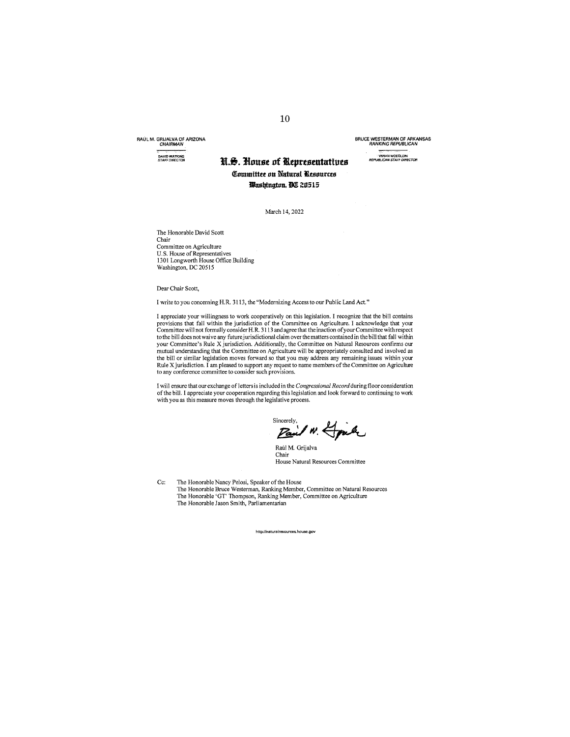RAÚL M. GRIJALVA OF ARIZONA
*CHAIRMAN*

DAVID WATKINS
*STAFF DIRECTOR*

BRUCE WESTERMAN OF ARKANSAS
*RANKING REPUBLICAN*

VIVIAN MOEGLEIN
*REPUBLICAN STAFF DIRECTOR*

# U.S. House of Representatives

## Committee on Natural Resources

### Washington, DC 20515

March 14, 2022

The Honorable David Scott
Chair
Committee on Agriculture
U.S. House of Representatives
1301 Longworth House Office Building
Washington, DC 20515

Dear Chair Scott,

I write to you concerning H.R. 3113, the "Modernizing Access to our Public Land Act."

I appreciate your willingness to work cooperatively on this legislation. I recognize that the bill contains provisions that fall within the jurisdiction of the Committee on Agriculture. I acknowledge that your Committee will not formally consider H.R. 3113 and agree that the inaction of your Committee with respect to the bill does not waive any future jurisdictional claim over the matters contained in the bill that fall within your Committee's Rule X jurisdiction. Additionally, the Committee on Natural Resources confirms our mutual understanding that the Committee on Agriculture will be appropriately consulted and involved as the bill or similar legislation moves forward so that you may address any remaining issues within your Rule X jurisdiction. I am pleased to support any request to name members of the Committee on Agriculture to any conference committee to consider such provisions.

I will ensure that our exchange of letters is included in the *Congressional Record* during floor consideration of the bill. I appreciate your cooperation regarding this legislation and look forward to continuing to work with you as this measure moves through the legislative process.

Sincerely,

Raúl M. Grijalva
Chair
House Natural Resources Committee

Cc: The Honorable Nancy Pelosi, Speaker of the House
The Honorable Bruce Westerman, Ranking Member, Committee on Natural Resources
The Honorable 'GT' Thompson, Ranking Member, Committee on Agriculture
The Honorable Jason Smith, Parliamentarian

http://naturalresources.house.gov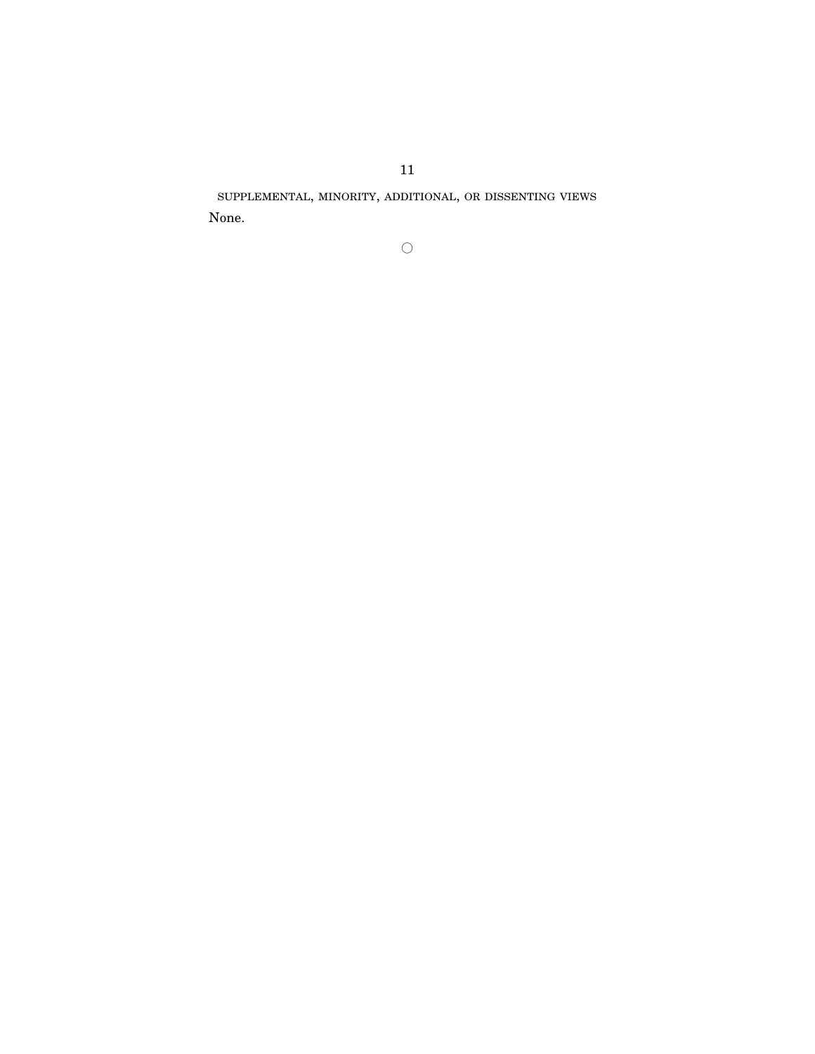## SUPPLEMENTAL, MINORITY, ADDITIONAL, OR DISSENTING VIEWS

None.